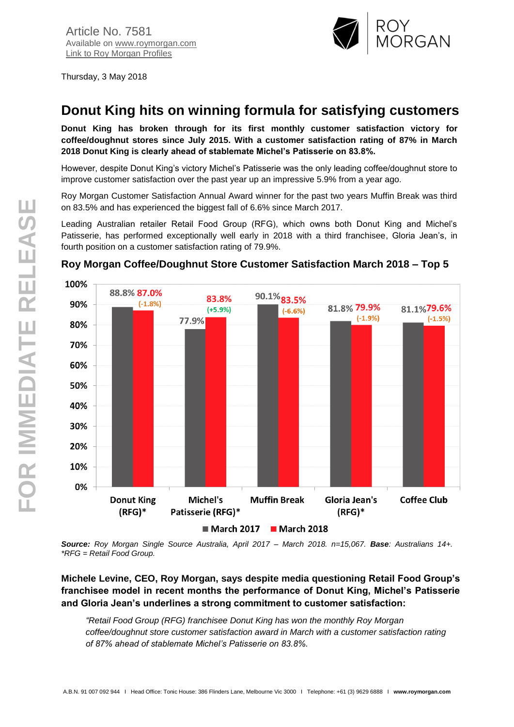Article No. 7581
Available on www.roymorgan.com
Link to Roy Morgan Profiles

Thursday, 3 May 2018

# Donut King hits on winning formula for satisfying customers

**Donut King has broken through for its first monthly customer satisfaction victory for coffee/doughnut stores since July 2015. With a customer satisfaction rating of 87% in March 2018 Donut King is clearly ahead of stablemate Michel's Patisserie on 83.8%.**

However, despite Donut King's victory Michel's Patisserie was the only leading coffee/doughnut store to improve customer satisfaction over the past year up an impressive 5.9% from a year ago.

Roy Morgan Customer Satisfaction Annual Award winner for the past two years Muffin Break was third on 83.5% and has experienced the biggest fall of 6.6% since March 2017.

Leading Australian retailer Retail Food Group (RFG), which owns both Donut King and Michel's Patisserie, has performed exceptionally well early in 2018 with a third franchisee, Gloria Jean's, in fourth position on a customer satisfaction rating of 79.9%.

## Roy Morgan Coffee/Doughnut Store Customer Satisfaction March 2018 – Top 5

| Store | March 2017 | March 2018 | Change |
|---|---|---|---|
| Donut King (RFG)* | 88.8% | 87.0% | (-1.8%) |
| Michel's Patisserie (RFG)* | 77.9% | 83.8% | (+5.9%) |
| Muffin Break | 90.1% | 83.5% | (-6.6%) |
| Gloria Jean's (RFG)* | 81.8% | 79.9% | (-1.9%) |
| Coffee Club | 81.1% | 79.6% | (-1.5%) |

***Source:*** *Roy Morgan Single Source Australia, April 2017 – March 2018. n=15,067.* ***Base****: Australians 14+.*
*\*RFG = Retail Food Group.*

**Michele Levine, CEO, Roy Morgan, says despite media questioning Retail Food Group's franchisee model in recent months the performance of Donut King, Michel's Patisserie and Gloria Jean's underlines a strong commitment to customer satisfaction:**

> *"Retail Food Group (RFG) franchisee Donut King has won the monthly Roy Morgan coffee/doughnut store customer satisfaction award in March with a customer satisfaction rating of 87% ahead of stablemate Michel's Patisserie on 83.8%.*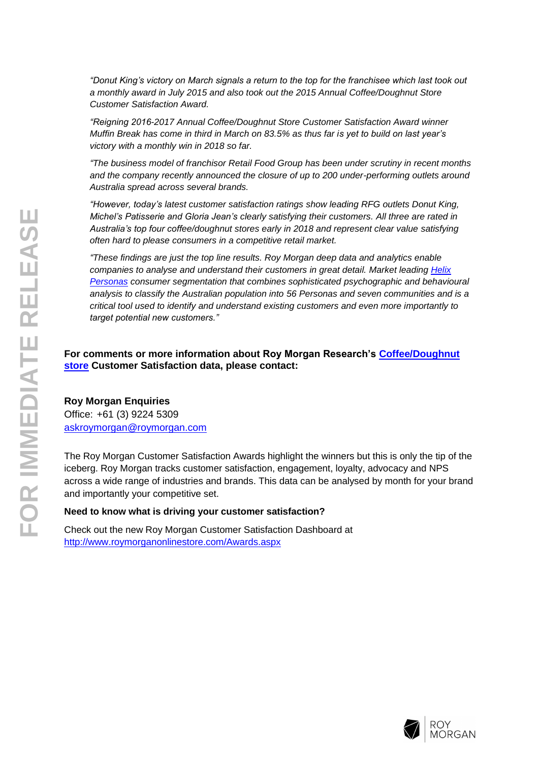*"Donut King's victory on March signals a return to the top for the franchisee which last took out a monthly award in July 2015 and also took out the 2015 Annual Coffee/Doughnut Store Customer Satisfaction Award.*

*"Reigning 2016-2017 Annual Coffee/Doughnut Store Customer Satisfaction Award winner Muffin Break has come in third in March on 83.5% as thus far is yet to build on last year's victory with a monthly win in 2018 so far.*

*"The business model of franchisor Retail Food Group has been under scrutiny in recent months and the company recently announced the closure of up to 200 under-performing outlets around Australia spread across several brands.*

*"However, today's latest customer satisfaction ratings show leading RFG outlets Donut King, Michel's Patisserie and Gloria Jean's clearly satisfying their customers. All three are rated in Australia's top four coffee/doughnut stores early in 2018 and represent clear value satisfying often hard to please consumers in a competitive retail market.*

*"These findings are just the top line results. Roy Morgan deep data and analytics enable companies to analyse and understand their customers in great detail. Market leading Helix Personas consumer segmentation that combines sophisticated psychographic and behavioural analysis to classify the Australian population into 56 Personas and seven communities and is a critical tool used to identify and understand existing customers and even more importantly to target potential new customers."*

**For comments or more information about Roy Morgan Research's Coffee/Doughnut store Customer Satisfaction data, please contact:**

**Roy Morgan Enquiries**
Office: +61 (3) 9224 5309
askroymorgan@roymorgan.com

The Roy Morgan Customer Satisfaction Awards highlight the winners but this is only the tip of the iceberg. Roy Morgan tracks customer satisfaction, engagement, loyalty, advocacy and NPS across a wide range of industries and brands. This data can be analysed by month for your brand and importantly your competitive set.

**Need to know what is driving your customer satisfaction?**

Check out the new Roy Morgan Customer Satisfaction Dashboard at http://www.roymorganonlinestore.com/Awards.aspx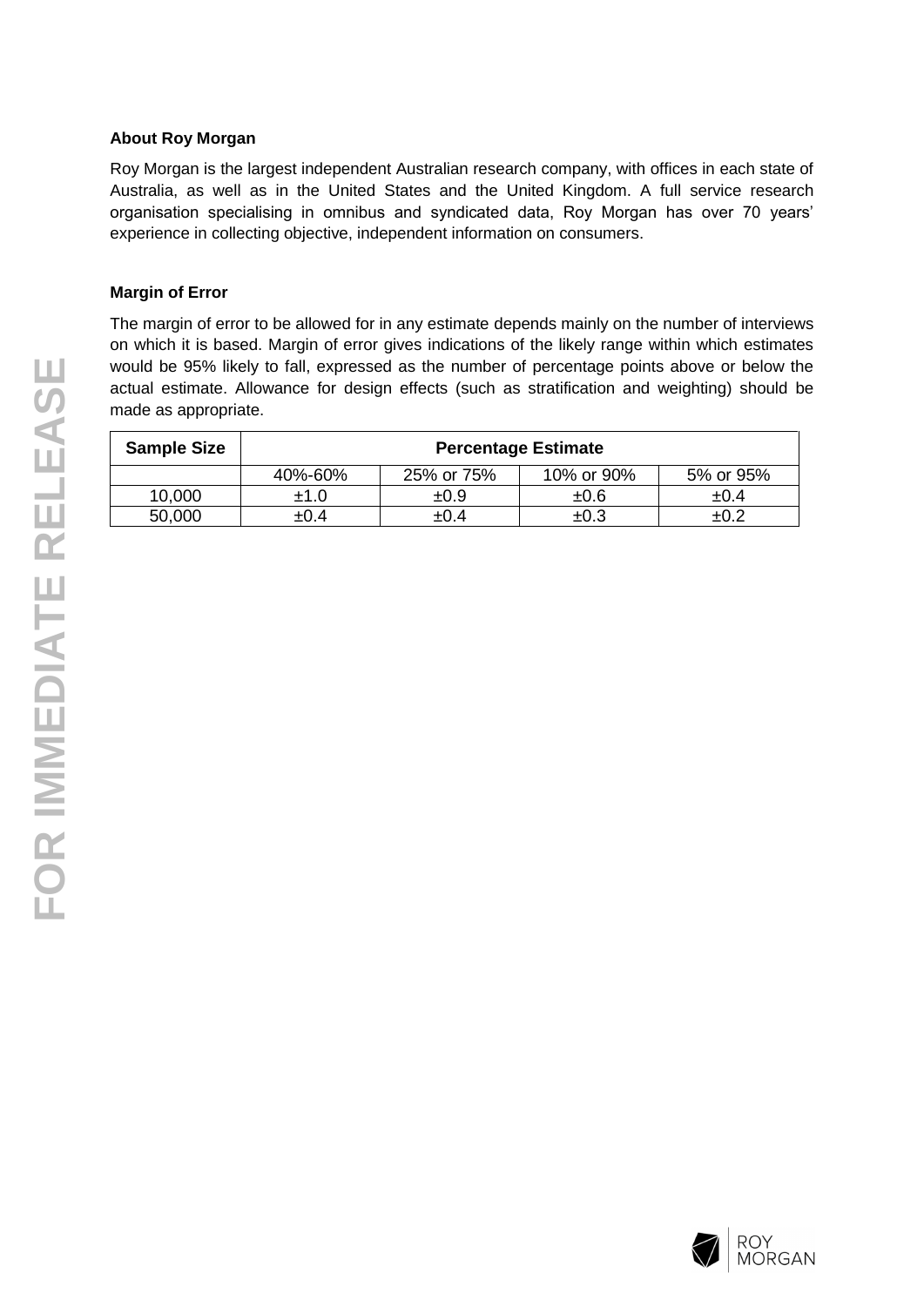**About Roy Morgan**

Roy Morgan is the largest independent Australian research company, with offices in each state of Australia, as well as in the United States and the United Kingdom. A full service research organisation specialising in omnibus and syndicated data, Roy Morgan has over 70 years' experience in collecting objective, independent information on consumers.

**Margin of Error**

The margin of error to be allowed for in any estimate depends mainly on the number of interviews on which it is based. Margin of error gives indications of the likely range within which estimates would be 95% likely to fall, expressed as the number of percentage points above or below the actual estimate. Allowance for design effects (such as stratification and weighting) should be made as appropriate.

| Sample Size | Percentage Estimate | | | |
|---|---|---|---|---|
| | 40%-60% | 25% or 75% | 10% or 90% | 5% or 95% |
| 10,000 | ±1.0 | ±0.9 | ±0.6 | ±0.4 |
| 50,000 | ±0.4 | ±0.4 | ±0.3 | ±0.2 |